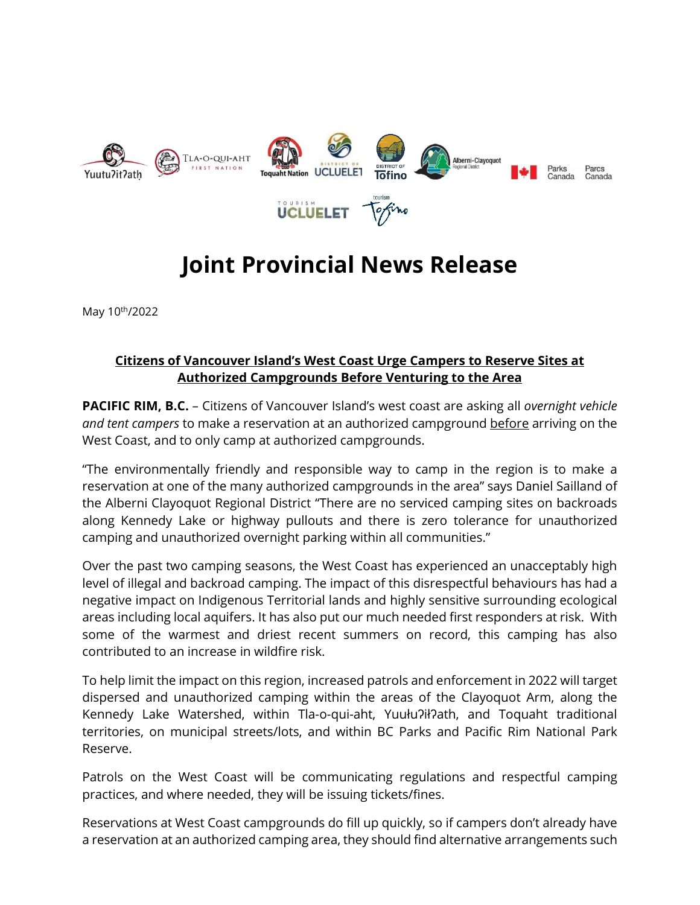# Joint Provincial News Release

May 10th/2022

**Citizens of Vancouver Island's West Coast Urge Campers to Reserve Sites at Authorized Campgrounds Before Venturing to the Area**

**PACIFIC RIM, B.C.** – Citizens of Vancouver Island's west coast are asking all *overnight vehicle and tent campers* to make a reservation at an authorized campground before arriving on the West Coast, and to only camp at authorized campgrounds.

"The environmentally friendly and responsible way to camp in the region is to make a reservation at one of the many authorized campgrounds in the area" says Daniel Sailland of the Alberni Clayoquot Regional District "There are no serviced camping sites on backroads along Kennedy Lake or highway pullouts and there is zero tolerance for unauthorized camping and unauthorized overnight parking within all communities."

Over the past two camping seasons, the West Coast has experienced an unacceptably high level of illegal and backroad camping. The impact of this disrespectful behaviours has had a negative impact on Indigenous Territorial lands and highly sensitive surrounding ecological areas including local aquifers. It has also put our much needed first responders at risk. With some of the warmest and driest recent summers on record, this camping has also contributed to an increase in wildfire risk.

To help limit the impact on this region, increased patrols and enforcement in 2022 will target dispersed and unauthorized camping within the areas of the Clayoquot Arm, along the Kennedy Lake Watershed, within Tla-o-qui-aht, Yuułuʔiłʔath, and Toquaht traditional territories, on municipal streets/lots, and within BC Parks and Pacific Rim National Park Reserve.

Patrols on the West Coast will be communicating regulations and respectful camping practices, and where needed, they will be issuing tickets/fines.

Reservations at West Coast campgrounds do fill up quickly, so if campers don't already have a reservation at an authorized camping area, they should find alternative arrangements such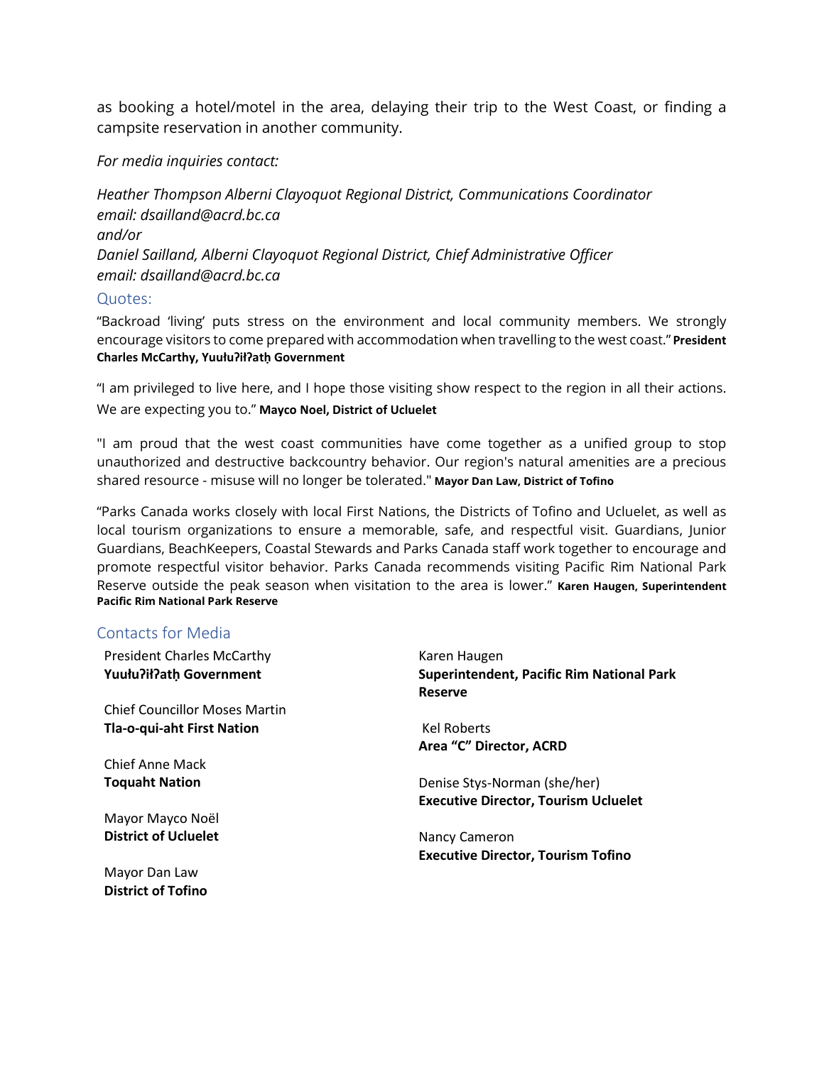as booking a hotel/motel in the area, delaying their trip to the West Coast, or finding a campsite reservation in another community.

*For media inquiries contact:*

*Heather Thompson Alberni Clayoquot Regional District, Communications Coordinator*
*email: dsailland@acrd.bc.ca*
*and/or*
*Daniel Sailland, Alberni Clayoquot Regional District, Chief Administrative Officer*
*email: dsailland@acrd.bc.ca*

## Quotes:

"Backroad 'living' puts stress on the environment and local community members. We strongly encourage visitors to come prepared with accommodation when travelling to the west coast." **President Charles McCarthy, Yuułuʔiłʔatḥ Government**

"I am privileged to live here, and I hope those visiting show respect to the region in all their actions. We are expecting you to." **Mayco Noel, District of Ucluelet**

"I am proud that the west coast communities have come together as a unified group to stop unauthorized and destructive backcountry behavior. Our region's natural amenities are a precious shared resource - misuse will no longer be tolerated." **Mayor Dan Law, District of Tofino**

"Parks Canada works closely with local First Nations, the Districts of Tofino and Ucluelet, as well as local tourism organizations to ensure a memorable, safe, and respectful visit. Guardians, Junior Guardians, BeachKeepers, Coastal Stewards and Parks Canada staff work together to encourage and promote respectful visitor behavior. Parks Canada recommends visiting Pacific Rim National Park Reserve outside the peak season when visitation to the area is lower." **Karen Haugen, Superintendent Pacific Rim National Park Reserve**

## Contacts for Media

President Charles McCarthy
**Yuułuʔiłʔatḥ Government**

Chief Councillor Moses Martin
**Tla-o-qui-aht First Nation**

Chief Anne Mack
**Toquaht Nation**

Mayor Mayco Noël
**District of Ucluelet**

Mayor Dan Law
**District of Tofino**

Karen Haugen
**Superintendent, Pacific Rim National Park Reserve**

Kel Roberts
**Area "C" Director, ACRD**

Denise Stys-Norman (she/her)
**Executive Director, Tourism Ucluelet**

Nancy Cameron
**Executive Director, Tourism Tofino**